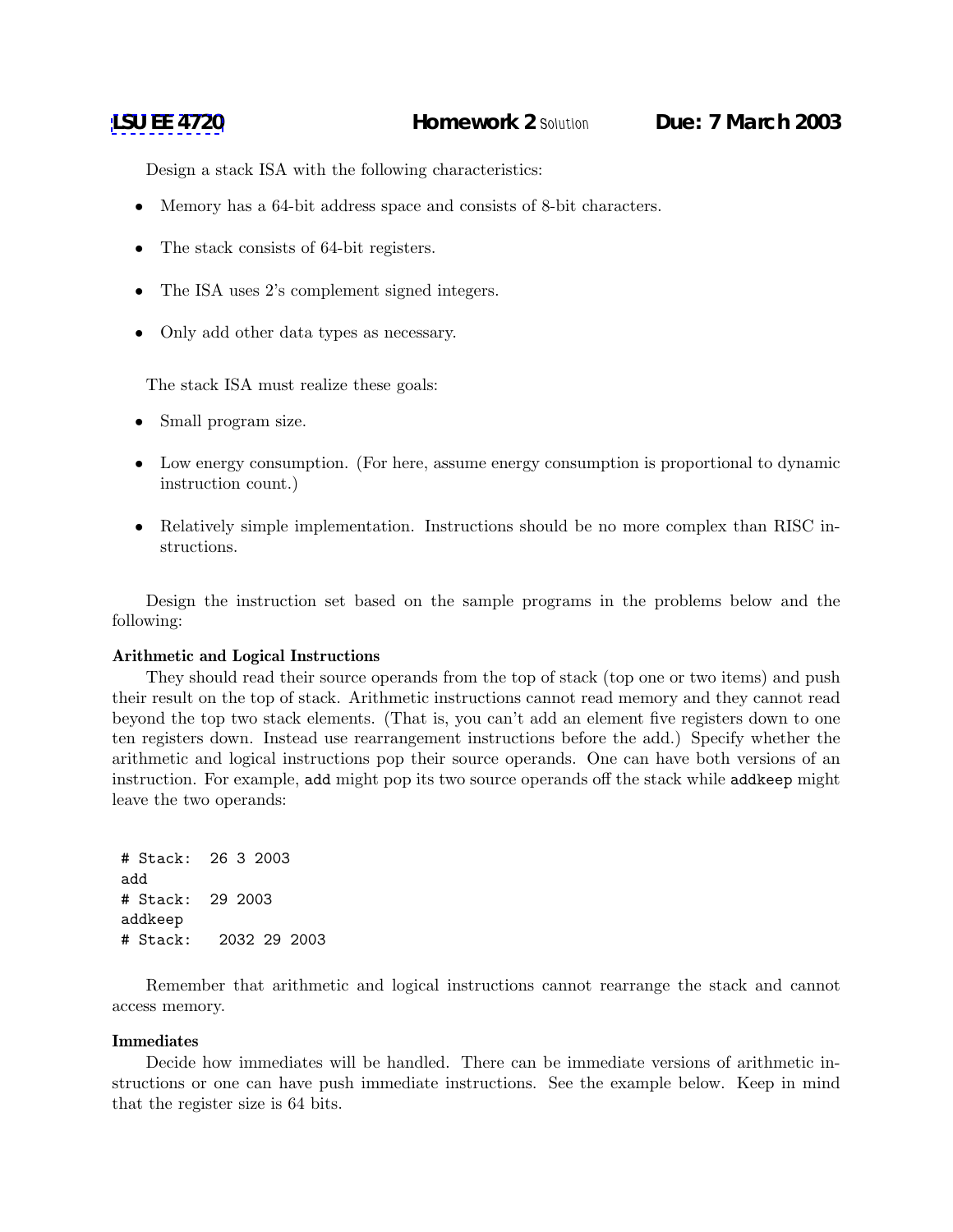LSU EE 4720 **Homework 2** Solution **Due: 7 March 2003**

Design a stack ISA with the following characteristics:

- Memory has a 64-bit address space and consists of 8-bit characters.
- The stack consists of 64-bit registers.
- The ISA uses 2's complement signed integers.
- Only add other data types as necessary.

The stack ISA must realize these goals:

- Small program size.
- Low energy consumption. (For here, assume energy consumption is proportional to dynamic instruction count.)
- Relatively simple implementation. Instructions should be no more complex than RISC instructions.

Design the instruction set based on the sample programs in the problems below and the following:

**Arithmetic and Logical Instructions**

They should read their source operands from the top of stack (top one or two items) and push their result on the top of stack. Arithmetic instructions cannot read memory and they cannot read beyond the top two stack elements. (That is, you can't add an element five registers down to one ten registers down. Instead use rearrangement instructions before the add.) Specify whether the arithmetic and logical instructions pop their source operands. One can have both versions of an instruction. For example, `add` might pop its two source operands off the stack while `addkeep` might leave the two operands:

```
# Stack:  26 3 2003
add
# Stack:  29 2003
addkeep
# Stack:   2032 29 2003
```

Remember that arithmetic and logical instructions cannot rearrange the stack and cannot access memory.

**Immediates**

Decide how immediates will be handled. There can be immediate versions of arithmetic instructions or one can have push immediate instructions. See the example below. Keep in mind that the register size is 64 bits.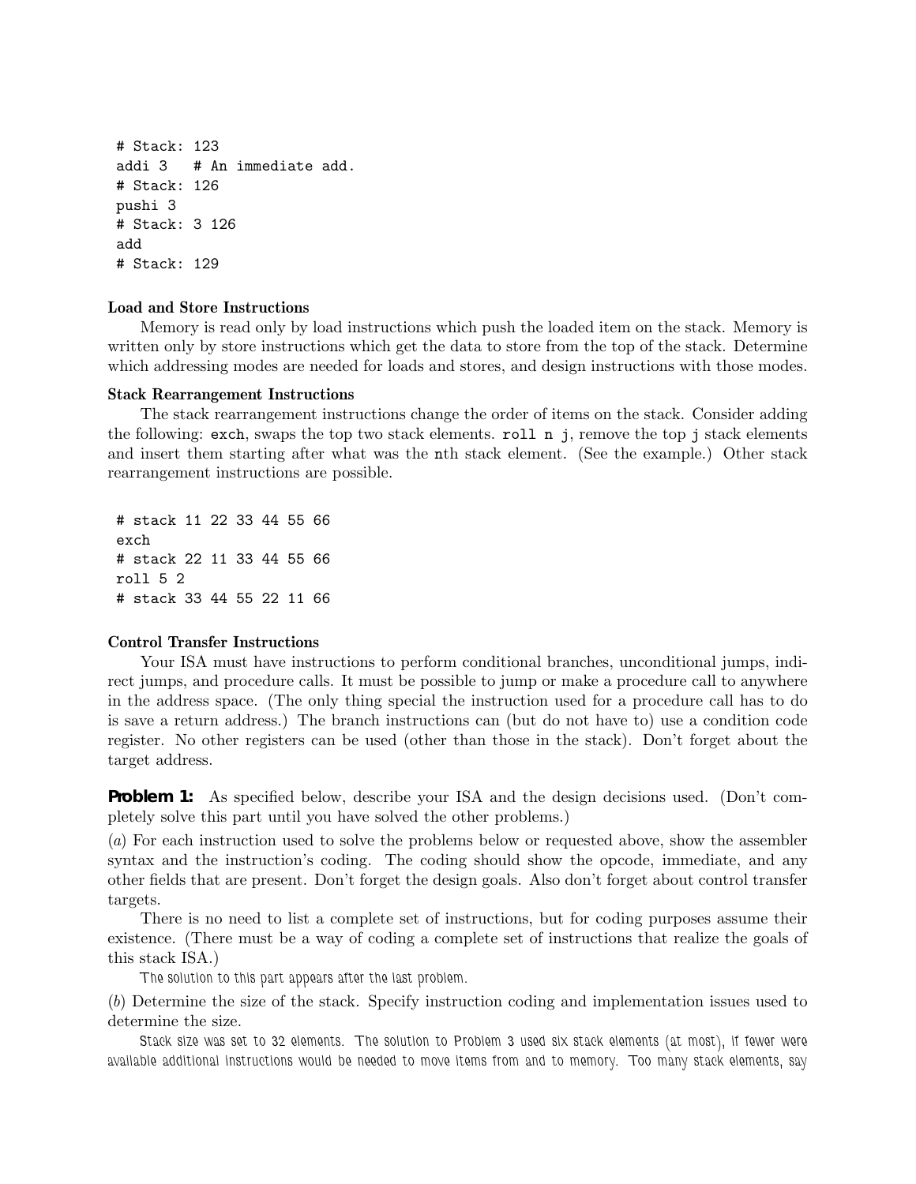```
# Stack: 123
addi 3   # An immediate add.
# Stack: 126
pushi 3
# Stack: 3 126
add
# Stack: 129
```

**Load and Store Instructions**

Memory is read only by load instructions which push the loaded item on the stack. Memory is written only by store instructions which get the data to store from the top of the stack. Determine which addressing modes are needed for loads and stores, and design instructions with those modes.

**Stack Rearrangement Instructions**

The stack rearrangement instructions change the order of items on the stack. Consider adding the following: `exch`, swaps the top two stack elements. `roll n j`, remove the top `j` stack elements and insert them starting after what was the `n`th stack element. (See the example.) Other stack rearrangement instructions are possible.

```
# stack 11 22 33 44 55 66
exch
# stack 22 11 33 44 55 66
roll 5 2
# stack 33 44 55 22 11 66
```

**Control Transfer Instructions**

Your ISA must have instructions to perform conditional branches, unconditional jumps, indirect jumps, and procedure calls. It must be possible to jump or make a procedure call to anywhere in the address space. (The only thing special the instruction used for a procedure call has to do is save a return address.) The branch instructions can (but do not have to) use a condition code register. No other registers can be used (other than those in the stack). Don't forget about the target address.

**Problem 1:** As specified below, describe your ISA and the design decisions used. (Don't completely solve this part until you have solved the other problems.)

(*a*) For each instruction used to solve the problems below or requested above, show the assembler syntax and the instruction's coding. The coding should show the opcode, immediate, and any other fields that are present. Don't forget the design goals. Also don't forget about control transfer targets.

There is no need to list a complete set of instructions, but for coding purposes assume their existence. (There must be a way of coding a complete set of instructions that realize the goals of this stack ISA.)

The solution to this part appears after the last problem.

(*b*) Determine the size of the stack. Specify instruction coding and implementation issues used to determine the size.

Stack size was set to 32 elements. The solution to Problem 3 used six stack elements (at most), if fewer were available additional instructions would be needed to move items from and to memory. Too many stack elements, say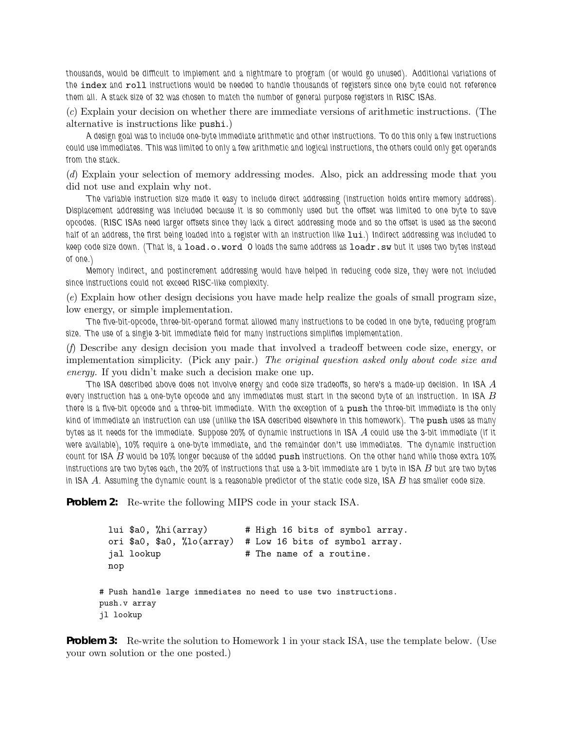thousands, would be difficult to implement and a nightmare to program (or would go unused). Additional variations of the `index` and `roll` instructions would be needed to handle thousands of registers since one byte could not reference them all. A stack size of 32 was chosen to match the number of general purpose registers in RISC ISAs.

(*c*) Explain your decision on whether there are immediate versions of arithmetic instructions. (The alternative is instructions like `pushi`.)

*A design goal was to include one-byte immediate arithmetic and other instructions. To do this only a few instructions could use immediates. This was limited to only a few arithmetic and logical instructions, the others could only get operands from the stack.*

(*d*) Explain your selection of memory addressing modes. Also, pick an addressing mode that you did not use and explain why not.

*The variable instruction size made it easy to include direct addressing (instruction holds entire memory address). Displacement addressing was included because it is so commonly used but the offset was limited to one byte to save opcodes. (RISC ISAs need larger offsets since they lack a direct addressing mode and so the offset is used as the second half of an address, the first being loaded into a register with an instruction like `lui`.) Indirect addressing was included to keep code size down. (That is, a `load.o.word 0` loads the same address as `loadr.sw` but it uses two bytes instead of one.)*

*Memory indirect, and postincrement addressing would have helped in reducing code size, they were not included since instructions could not exceed RISC-like complexity.*

(*e*) Explain how other design decisions you have made help realize the goals of small program size, low energy, or simple implementation.

*The five-bit-opcode, three-bit-operand format allowed many instructions to be coded in one byte, reducing program size. The use of a single 3-bit immediate field for many instructions simplifies implementation.*

(*f*) Describe any design decision you made that involved a tradeoff between code size, energy, or implementation simplicity. (Pick any pair.) *The original question asked only about code size and energy.* If you didn't make such a decision make one up.

*The ISA described above does not involve energy and code size tradeoffs, so here's a made-up decision. In ISA $A$ every instruction has a one-byte opcode and any immediates must start in the second byte of an instruction. In ISA $B$ there is a five-bit opcode and a three-bit immediate. With the exception of a `push` the three-bit immediate is the only kind of immediate an instruction can use (unlike the ISA described elsewhere in this homework). The `push` uses as many bytes as it needs for the immediate. Suppose 20% of dynamic instructions in ISA $A$ could use the 3-bit immediate (if it were available), 10% require a one-byte immediate, and the remainder don't use immediates. The dynamic instruction count for ISA $B$ would be 10% longer because of the added `push` instructions. On the other hand while those extra 10% instructions are two bytes each, the 20% of instructions that use a 3-bit immediate are 1 byte in ISA $B$ but are two bytes in ISA $A$. Assuming the dynamic count is a reasonable predictor of the static code size, ISA $B$ has smaller code size.*

**Problem 2:** Re-write the following MIPS code in your stack ISA.

```
lui $a0, %hi(array)       # High 16 bits of symbol array.
ori $a0, $a0, %lo(array)  # Low 16 bits of symbol array.
jal lookup                # The name of a routine.
nop
```

```
# Push handle large immediates no need to use two instructions.
push.v array
jl lookup
```

**Problem 3:** Re-write the solution to Homework 1 in your stack ISA, use the template below. (Use your own solution or the one posted.)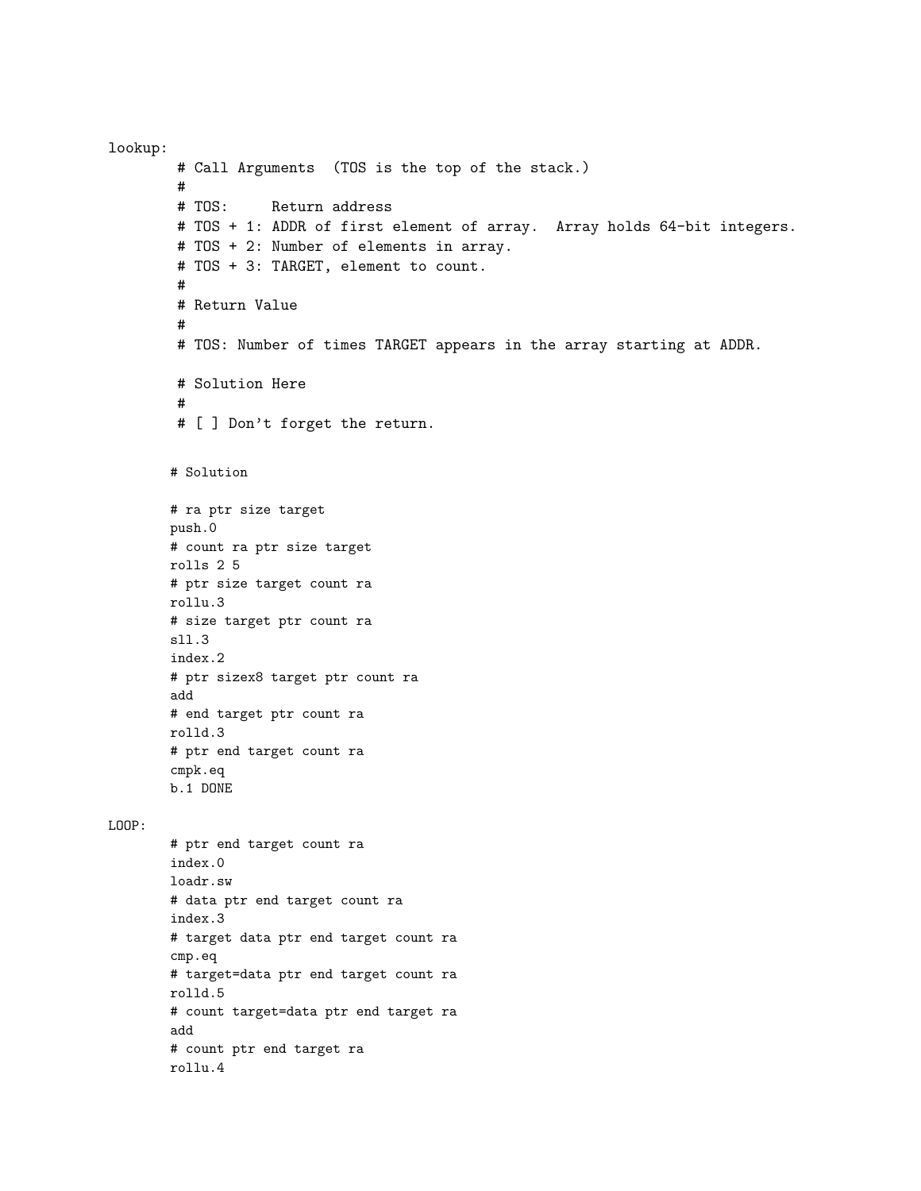```
lookup:
        # Call Arguments  (TOS is the top of the stack.)
        #
        # TOS:     Return address
        # TOS + 1: ADDR of first element of array.  Array holds 64-bit integers.
        # TOS + 2: Number of elements in array.
        # TOS + 3: TARGET, element to count.
        #
        # Return Value
        #
        # TOS: Number of times TARGET appears in the array starting at ADDR.

        # Solution Here
        #
        # [ ] Don't forget the return.


       # Solution

       # ra ptr size target
       push.0
       # count ra ptr size target
       rolls 2 5
       # ptr size target count ra
       rollu.3
       # size target ptr count ra
       sll.3
       index.2
       # ptr sizex8 target ptr count ra
       add
       # end target ptr count ra
       rolld.3
       # ptr end target count ra
       cmpk.eq
       b.1 DONE

LOOP:
       # ptr end target count ra
       index.0
       loadr.sw
       # data ptr end target count ra
       index.3
       # target data ptr end target count ra
       cmp.eq
       # target=data ptr end target count ra
       rolld.5
       # count target=data ptr end target ra
       add
       # count ptr end target ra
       rollu.4
```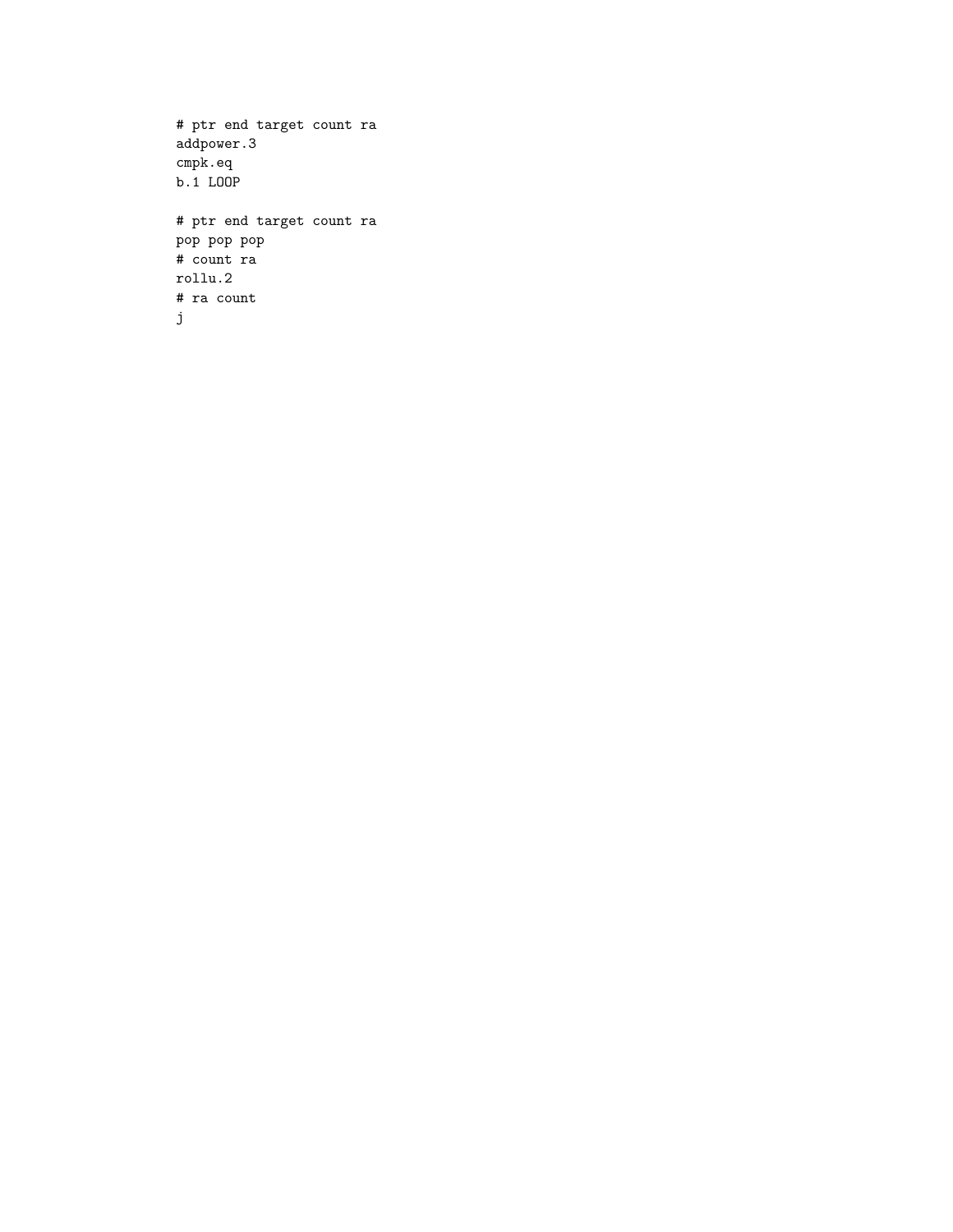```
# ptr end target count ra
addpower.3
cmpk.eq
b.1 LOOP

# ptr end target count ra
pop pop pop
# count ra
rollu.2
# ra count
j
```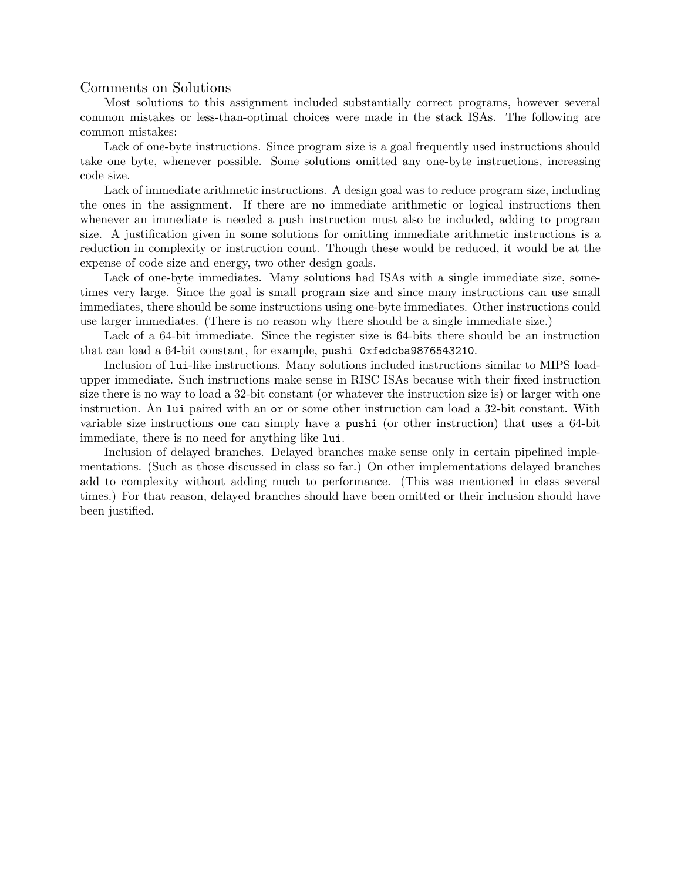## Comments on Solutions

Most solutions to this assignment included substantially correct programs, however several common mistakes or less-than-optimal choices were made in the stack ISAs. The following are common mistakes:

Lack of one-byte instructions. Since program size is a goal frequently used instructions should take one byte, whenever possible. Some solutions omitted any one-byte instructions, increasing code size.

Lack of immediate arithmetic instructions. A design goal was to reduce program size, including the ones in the assignment. If there are no immediate arithmetic or logical instructions then whenever an immediate is needed a push instruction must also be included, adding to program size. A justification given in some solutions for omitting immediate arithmetic instructions is a reduction in complexity or instruction count. Though these would be reduced, it would be at the expense of code size and energy, two other design goals.

Lack of one-byte immediates. Many solutions had ISAs with a single immediate size, sometimes very large. Since the goal is small program size and since many instructions can use small immediates, there should be some instructions using one-byte immediates. Other instructions could use larger immediates. (There is no reason why there should be a single immediate size.)

Lack of a 64-bit immediate. Since the register size is 64-bits there should be an instruction that can load a 64-bit constant, for example, `pushi 0xfedcba9876543210`.

Inclusion of `lui`-like instructions. Many solutions included instructions similar to MIPS load-upper immediate. Such instructions make sense in RISC ISAs because with their fixed instruction size there is no way to load a 32-bit constant (or whatever the instruction size is) or larger with one instruction. An `lui` paired with an `or` or some other instruction can load a 32-bit constant. With variable size instructions one can simply have a `pushi` (or other instruction) that uses a 64-bit immediate, there is no need for anything like `lui`.

Inclusion of delayed branches. Delayed branches make sense only in certain pipelined implementations. (Such as those discussed in class so far.) On other implementations delayed branches add to complexity without adding much to performance. (This was mentioned in class several times.) For that reason, delayed branches should have been omitted or their inclusion should have been justified.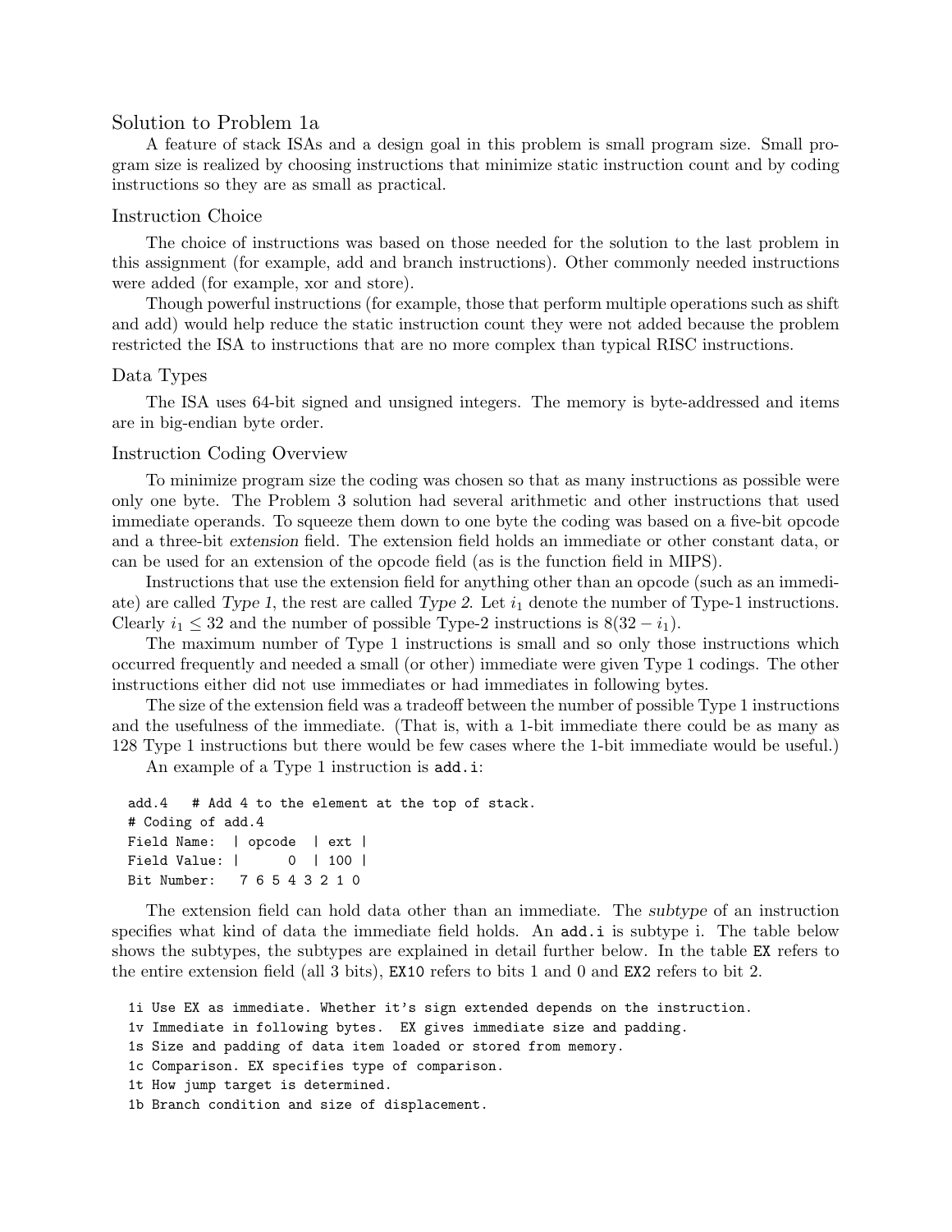## Solution to Problem 1a

A feature of stack ISAs and a design goal in this problem is small program size. Small program size is realized by choosing instructions that minimize static instruction count and by coding instructions so they are as small as practical.

### Instruction Choice

The choice of instructions was based on those needed for the solution to the last problem in this assignment (for example, add and branch instructions). Other commonly needed instructions were added (for example, xor and store).

Though powerful instructions (for example, those that perform multiple operations such as shift and add) would help reduce the static instruction count they were not added because the problem restricted the ISA to instructions that are no more complex than typical RISC instructions.

### Data Types

The ISA uses 64-bit signed and unsigned integers. The memory is byte-addressed and items are in big-endian byte order.

### Instruction Coding Overview

To minimize program size the coding was chosen so that as many instructions as possible were only one byte. The Problem 3 solution had several arithmetic and other instructions that used immediate operands. To squeeze them down to one byte the coding was based on a five-bit opcode and a three-bit *extension* field. The extension field holds an immediate or other constant data, or can be used for an extension of the opcode field (as is the function field in MIPS).

Instructions that use the extension field for anything other than an opcode (such as an immediate) are called *Type 1*, the rest are called *Type 2*. Let $i_1$ denote the number of Type-1 instructions. Clearly $i_1 \leq 32$ and the number of possible Type-2 instructions is $8(32 - i_1)$.

The maximum number of Type 1 instructions is small and so only those instructions which occurred frequently and needed a small (or other) immediate were given Type 1 codings. The other instructions either did not use immediates or had immediates in following bytes.

The size of the extension field was a tradeoff between the number of possible Type 1 instructions and the usefulness of the immediate. (That is, with a 1-bit immediate there could be as many as 128 Type 1 instructions but there would be few cases where the 1-bit immediate would be useful.)

An example of a Type 1 instruction is `add.i`:

```
add.4   # Add 4 to the element at the top of stack.
# Coding of add.4
Field Name:  | opcode  | ext |
Field Value: |      0  | 100 |
Bit Number:   7 6 5 4 3 2 1 0
```

The extension field can hold data other than an immediate. The *subtype* of an instruction specifies what kind of data the immediate field holds. An `add.i` is subtype i. The table below shows the subtypes, the subtypes are explained in detail further below. In the table `EX` refers to the entire extension field (all 3 bits), `EX10` refers to bits 1 and 0 and `EX2` refers to bit 2.

```
1i Use EX as immediate. Whether it's sign extended depends on the instruction.
1v Immediate in following bytes.  EX gives immediate size and padding.
1s Size and padding of data item loaded or stored from memory.
1c Comparison. EX specifies type of comparison.
1t How jump target is determined.
1b Branch condition and size of displacement.
```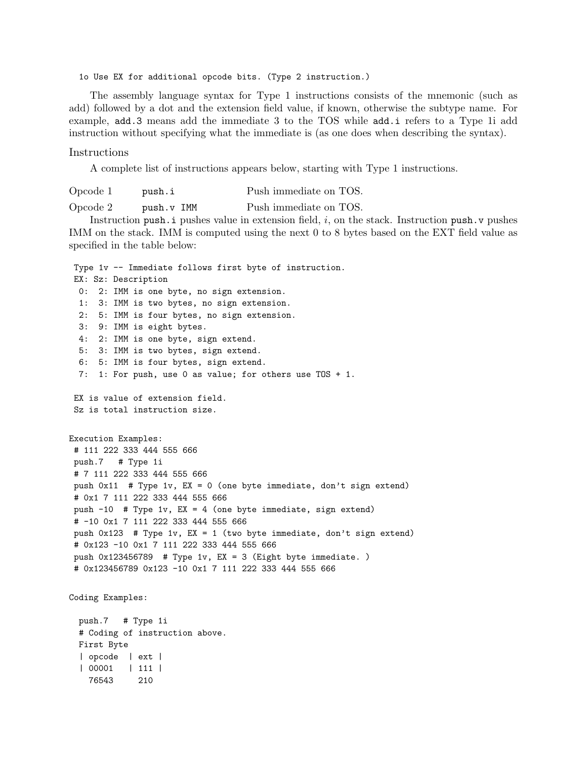```
1o Use EX for additional opcode bits. (Type 2 instruction.)
```

The assembly language syntax for Type 1 instructions consists of the mnemonic (such as add) followed by a dot and the extension field value, if known, otherwise the subtype name. For example, `add.3` means add the immediate 3 to the TOS while `add.i` refers to a Type 1i add instruction without specifying what the immediate is (as one does when describing the syntax).

## Instructions

A complete list of instructions appears below, starting with Type 1 instructions.

| | | |
|---|---|---|
| Opcode 1 | `push.i` | Push immediate on TOS. |
| Opcode 2 | `push.v IMM` | Push immediate on TOS. |

Instruction `push.i` pushes value in extension field, *i*, on the stack. Instruction `push.v` pushes IMM on the stack. IMM is computed using the next 0 to 8 bytes based on the EXT field value as specified in the table below:

```
 Type 1v -- Immediate follows first byte of instruction.
 EX: Sz: Description
  0:  2: IMM is one byte, no sign extension.
  1:  3: IMM is two bytes, no sign extension.
  2:  5: IMM is four bytes, no sign extension.
  3:  9: IMM is eight bytes.
  4:  2: IMM is one byte, sign extend.
  5:  3: IMM is two bytes, sign extend.
  6:  5: IMM is four bytes, sign extend.
  7:  1: For push, use 0 as value; for others use TOS + 1.

 EX is value of extension field.
 Sz is total instruction size.


Execution Examples:
 # 111 222 333 444 555 666
 push.7   # Type 1i
 # 7 111 222 333 444 555 666
 push 0x11  # Type 1v, EX = 0 (one byte immediate, don't sign extend)
 # 0x1 7 111 222 333 444 555 666
 push -10  # Type 1v, EX = 4 (one byte immediate, sign extend)
 # -10 0x1 7 111 222 333 444 555 666
 push 0x123  # Type 1v, EX = 1 (two byte immediate, don't sign extend)
 # 0x123 -10 0x1 7 111 222 333 444 555 666
 push 0x123456789  # Type 1v, EX = 3 (Eight byte immediate. )
 # 0x123456789 0x123 -10 0x1 7 111 222 333 444 555 666


Coding Examples:

  push.7   # Type 1i
  # Coding of instruction above.
  First Byte
  | opcode  | ext |
  | 00001   | 111 |
    76543     210
```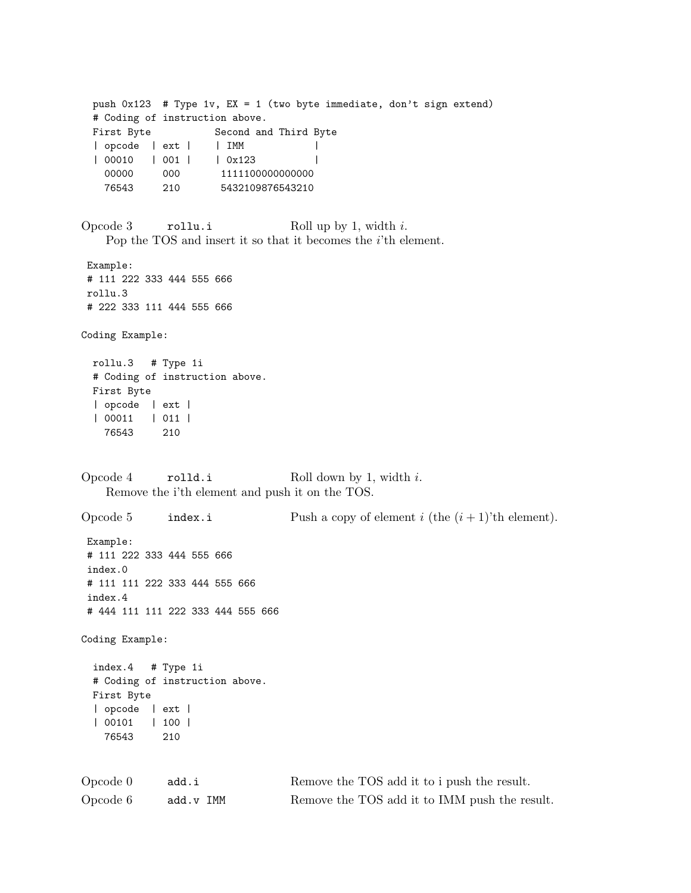```
  push 0x123  # Type 1v, EX = 1 (two byte immediate, don't sign extend)
  # Coding of instruction above.
  First Byte           Second and Third Byte
  | opcode  | ext |     | IMM              |
  | 00010   | 001 |     | 0x123            |
    00000     000        1111110000000000
    76543     210        5432109876543210
```

**Opcode 3** &nbsp;&nbsp; `rollu.i` &nbsp;&nbsp; Roll up by 1, width *i*.
Pop the TOS and insert it so that it becomes the *i*'th element.

```
Example:
# 111 222 333 444 555 666
rollu.3
# 222 333 111 444 555 666
```

Coding Example:

```
  rollu.3   # Type 1i
  # Coding of instruction above.
  First Byte
  | opcode  | ext |
  | 00011   | 011 |
    76543     210
```

**Opcode 4** &nbsp;&nbsp; `rolld.i` &nbsp;&nbsp; Roll down by 1, width *i*.
Remove the i'th element and push it on the TOS.

**Opcode 5** &nbsp;&nbsp; `index.i` &nbsp;&nbsp; Push a copy of element *i* (the $(i+1)$'th element).

```
Example:
# 111 222 333 444 555 666
index.0
# 111 111 222 333 444 555 666
index.4
# 444 111 111 222 333 444 555 666
```

Coding Example:

```
  index.4   # Type 1i
  # Coding of instruction above.
  First Byte
  | opcode  | ext |
  | 00101   | 100 |
    76543     210
```

**Opcode 0** &nbsp;&nbsp; `add.i` &nbsp;&nbsp; Remove the TOS add it to i push the result.

**Opcode 6** &nbsp;&nbsp; `add.v IMM` &nbsp;&nbsp; Remove the TOS add it to IMM push the result.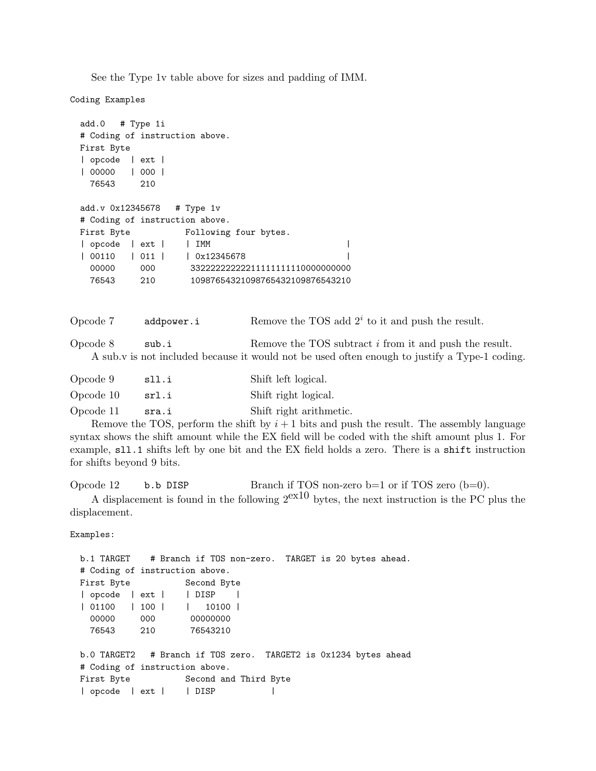See the Type 1v table above for sizes and padding of IMM.

```
Coding Examples

  add.0   # Type 1i
  # Coding of instruction above.
  First Byte
  | opcode  | ext |
  | 00000   | 000 |
    76543     210

  add.v 0x12345678   # Type 1v
  # Coding of instruction above.
  First Byte           Following four bytes.
  | opcode  | ext |     | IMM                             |
  | 00110   | 011 |     | 0x12345678                      |
    00000     000        33222222222211111111110000000000
    76543     210        10987654321098765432109876543210
```

Opcode 7 `addpower.i` Remove the TOS add $2^i$ to it and push the result.

Opcode 8 `sub.i` Remove the TOS subtract $i$ from it and push the result.

A sub.v is not included because it would not be used often enough to justify a Type-1 coding.

Opcode 9 `sll.i` Shift left logical.

Opcode 10 `srl.i` Shift right logical.

Opcode 11 `sra.i` Shift right arithmetic.

Remove the TOS, perform the shift by $i+1$ bits and push the result. The assembly language syntax shows the shift amount while the EX field will be coded with the shift amount plus 1. For example, `sll.1` shifts left by one bit and the EX field holds a zero. There is a `shift` instruction for shifts beyond 9 bits.

Opcode 12 `b.b DISP` Branch if TOS non-zero b=1 or if TOS zero (b=0).

A displacement is found in the following $2^{\mathrm{ex}10}$ bytes, the next instruction is the PC plus the displacement.

```
Examples:

  b.1 TARGET    # Branch if TOS non-zero.  TARGET is 20 bytes ahead.
  # Coding of instruction above.
  First Byte           Second Byte
  | opcode  | ext |     | DISP     |
  | 01100   | 100 |     |   10100 |
    00000     000        00000000
    76543     210        76543210

  b.0 TARGET2   # Branch if TOS zero.  TARGET2 is 0x1234 bytes ahead
  # Coding of instruction above.
  First Byte           Second and Third Byte
  | opcode  | ext |     | DISP           |
```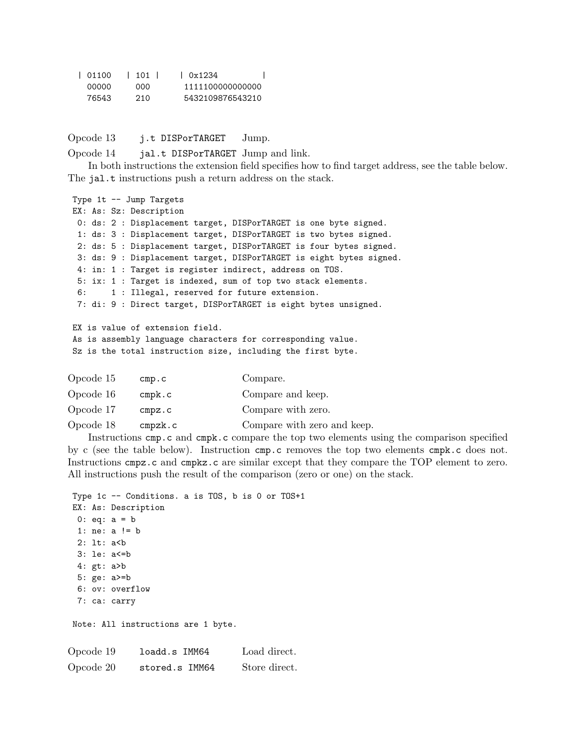```
| 01100   | 101 |   | 0x1234          |
  00000     000      1111100000000000
  76543     210      5432109876543210
```

Opcode 13 `j.t DISPorTARGET` Jump.

Opcode 14 `jal.t DISPorTARGET` Jump and link.

In both instructions the extension field specifies how to find target address, see the table below. The `jal.t` instructions push a return address on the stack.

```
Type 1t -- Jump Targets
EX: As: Sz: Description
 0: ds: 2 : Displacement target, DISPorTARGET is one byte signed.
 1: ds: 3 : Displacement target, DISPorTARGET is two bytes signed.
 2: ds: 5 : Displacement target, DISPorTARGET is four bytes signed.
 3: ds: 9 : Displacement target, DISPorTARGET is eight bytes signed.
 4: in: 1 : Target is register indirect, address on TOS.
 5: ix: 1 : Target is indexed, sum of top two stack elements.
 6:     1 : Illegal, reserved for future extension.
 7: di: 9 : Direct target, DISPorTARGET is eight bytes unsigned.

EX is value of extension field.
As is assembly language characters for corresponding value.
Sz is the total instruction size, including the first byte.
```

Opcode 15 `cmp.c` Compare.

Opcode 16 `cmpk.c` Compare and keep.

Opcode 17 `cmpz.c` Compare with zero.

Opcode 18 `cmpzk.c` Compare with zero and keep.

Instructions `cmp.c` and `cmpk.c` compare the top two elements using the comparison specified by c (see the table below). Instruction `cmp.c` removes the top two elements `cmpk.c` does not. Instructions `cmpz.c` and `cmpkz.c` are similar except that they compare the TOP element to zero. All instructions push the result of the comparison (zero or one) on the stack.

```
Type 1c -- Conditions. a is TOS, b is 0 or TOS+1
EX: As: Description
 0: eq: a = b
 1: ne: a != b
 2: lt: a<b
 3: le: a<=b
 4: gt: a>b
 5: ge: a>=b
 6: ov: overflow
 7: ca: carry

Note: All instructions are 1 byte.
```

Opcode 19 `loadd.s IMM64` Load direct.

Opcode 20 `stored.s IMM64` Store direct.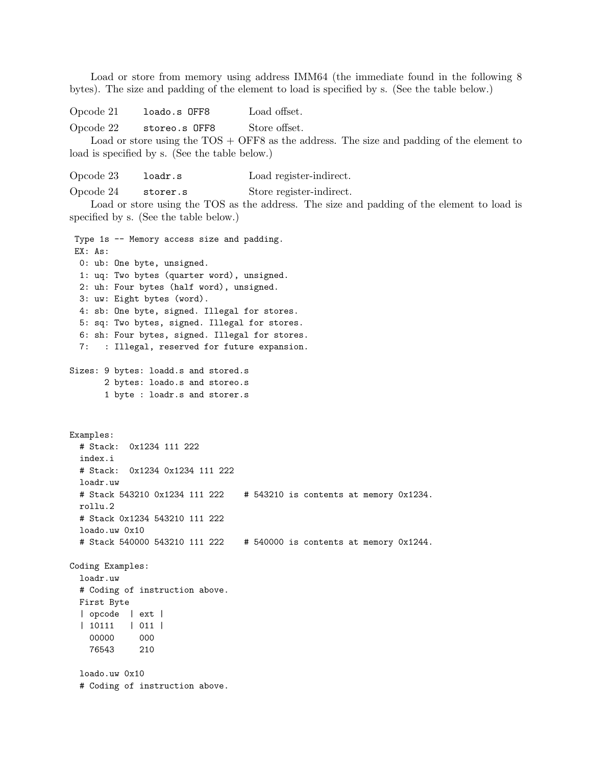Load or store from memory using address IMM64 (the immediate found in the following 8 bytes). The size and padding of the element to load is specified by s. (See the table below.)

Opcode 21 `loado.s OFF8` Load offset.

Opcode 22 `storeo.s OFF8` Store offset.

Load or store using the TOS + OFF8 as the address. The size and padding of the element to load is specified by s. (See the table below.)

Opcode 23 `loadr.s` Load register-indirect.

Opcode 24 `storer.s` Store register-indirect.

Load or store using the TOS as the address. The size and padding of the element to load is specified by s. (See the table below.)

```
 Type 1s -- Memory access size and padding.
 EX: As:
  0: ub: One byte, unsigned.
  1: uq: Two bytes (quarter word), unsigned.
  2: uh: Four bytes (half word), unsigned.
  3: uw: Eight bytes (word).
  4: sb: One byte, signed. Illegal for stores.
  5: sq: Two bytes, signed. Illegal for stores.
  6: sh: Four bytes, signed. Illegal for stores.
  7:   : Illegal, reserved for future expansion.

Sizes: 9 bytes: loadd.s and stored.s
       2 bytes: loado.s and storeo.s
       1 byte : loadr.s and storer.s



Examples:
  # Stack:  0x1234 111 222
  index.i
  # Stack:  0x1234 0x1234 111 222
  loadr.uw
  # Stack 543210 0x1234 111 222    # 543210 is contents at memory 0x1234.
  rollu.2
  # Stack 0x1234 543210 111 222
  loado.uw 0x10
  # Stack 540000 543210 111 222    # 540000 is contents at memory 0x1244.

Coding Examples:
  loadr.uw
  # Coding of instruction above.
  First Byte
  | opcode  | ext |
  | 10111   | 011 |
    00000     000
    76543     210

  loado.uw 0x10
  # Coding of instruction above.
```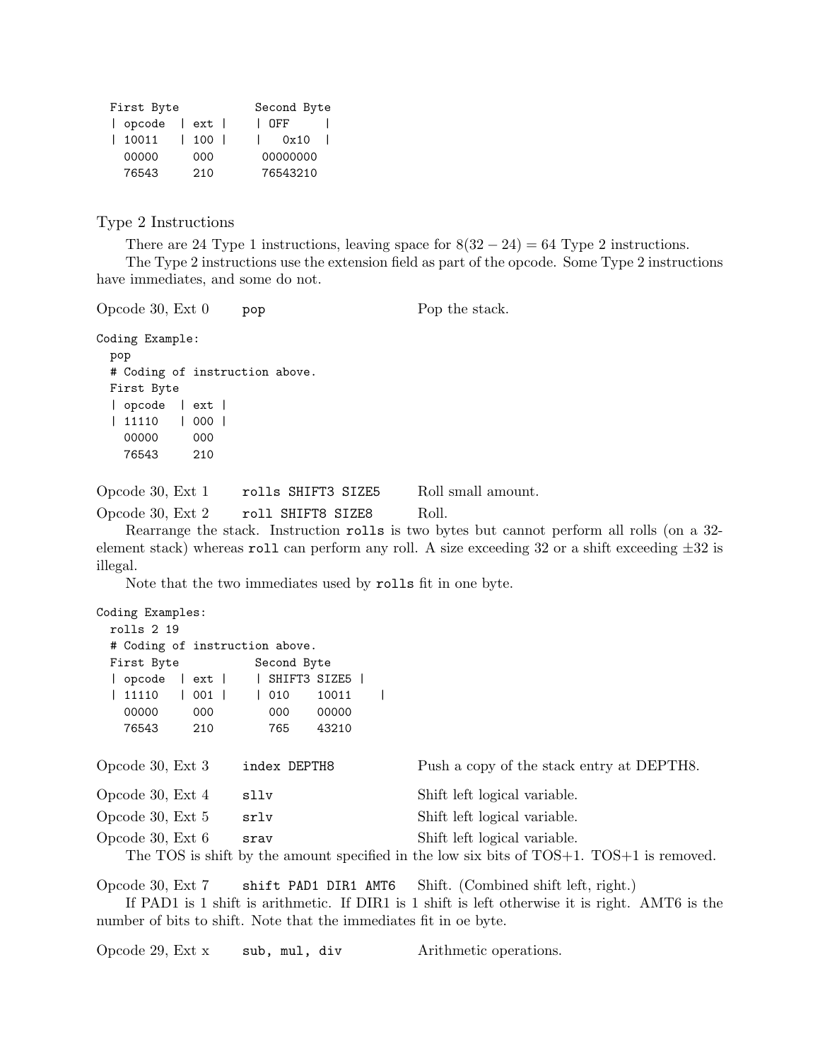```
  First Byte          Second Byte
  | opcode  | ext |    | OFF     |
  | 10011   | 100 |    |   0x10  |
    00000     000       00000000
    76543     210       76543210
```

## Type 2 Instructions

There are 24 Type 1 instructions, leaving space for $8(32-24) = 64$ Type 2 instructions.

The Type 2 instructions use the extension field as part of the opcode. Some Type 2 instructions have immediates, and some do not.

Opcode 30, Ext 0 &nbsp;&nbsp; `pop` &nbsp;&nbsp; Pop the stack.

```
Coding Example:
  pop
  # Coding of instruction above.
  First Byte
  | opcode  | ext |
  | 11110   | 000 |
    00000     000
    76543     210
```

Opcode 30, Ext 1 &nbsp;&nbsp; `rolls SHIFT3 SIZE5` &nbsp;&nbsp; Roll small amount.

Opcode 30, Ext 2 &nbsp;&nbsp; `roll SHIFT8 SIZE8` &nbsp;&nbsp; Roll.

Rearrange the stack. Instruction `rolls` is two bytes but cannot perform all rolls (on a 32-element stack) whereas `roll` can perform any roll. A size exceeding 32 or a shift exceeding $\pm 32$ is illegal.

Note that the two immediates used by `rolls` fit in one byte.

```
Coding Examples:
  rolls 2 19
  # Coding of instruction above.
  First Byte          Second Byte
  | opcode  | ext |    | SHIFT3 SIZE5 |
  | 11110   | 001 |    | 010    10011     |
    00000     000        000    00000
    76543     210        765    43210
```

Opcode 30, Ext 3 &nbsp;&nbsp; `index DEPTH8` &nbsp;&nbsp; Push a copy of the stack entry at DEPTH8.

Opcode 30, Ext 4 &nbsp;&nbsp; `sllv` &nbsp;&nbsp; Shift left logical variable.

Opcode 30, Ext 5 &nbsp;&nbsp; `srlv` &nbsp;&nbsp; Shift left logical variable.

Opcode 30, Ext 6 &nbsp;&nbsp; `srav` &nbsp;&nbsp; Shift left logical variable.

The TOS is shift by the amount specified in the low six bits of TOS+1. TOS+1 is removed.

Opcode 30, Ext 7 &nbsp;&nbsp; `shift PAD1 DIR1 AMT6` &nbsp;&nbsp; Shift. (Combined shift left, right.)

If PAD1 is 1 shift is arithmetic. If DIR1 is 1 shift is left otherwise it is right. AMT6 is the number of bits to shift. Note that the immediates fit in oe byte.

Opcode 29, Ext x &nbsp;&nbsp; `sub, mul, div` &nbsp;&nbsp; Arithmetic operations.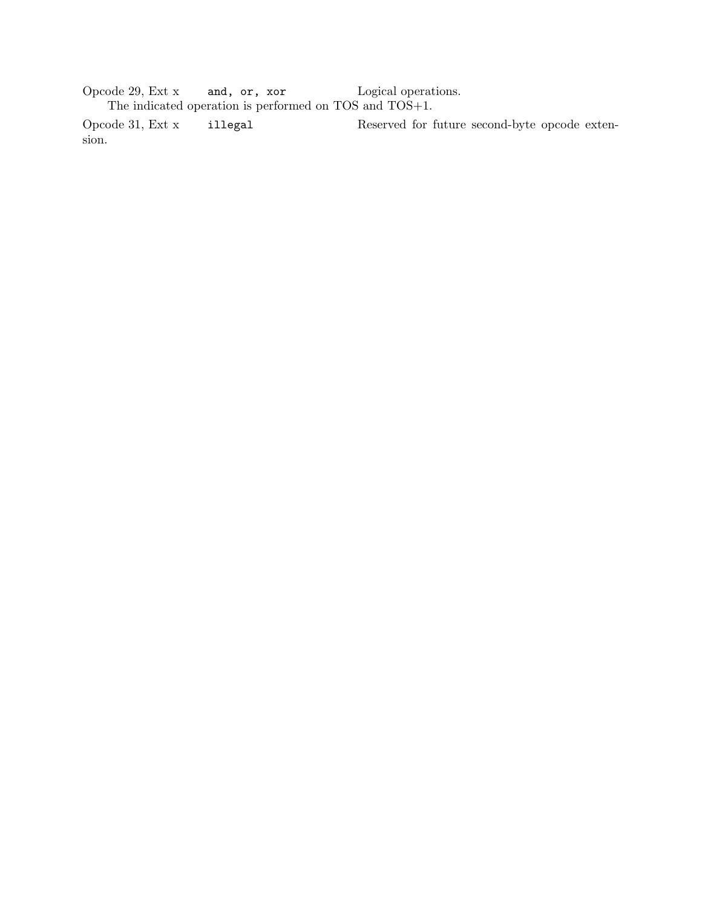Opcode 29, Ext x `and, or, xor` Logical operations.

The indicated operation is performed on TOS and TOS+1.

Opcode 31, Ext x `illegal` Reserved for future second-byte opcode extension.